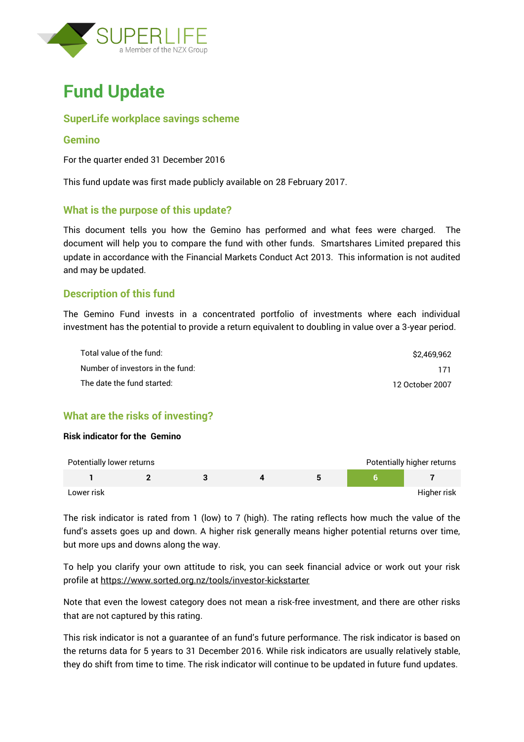# Fund Update

## SuperLife workplace savings scheme

## Gemino

For the quarter ended 31 December 2016

This fund update was first made publicly available on 28 February 2017.

## What is the purpose of this update?

This document tells you how the Gemino has performed and what fees were charged. The document will help you to compare the fund with other funds. Smartshares Limited prepared this update in accordance with the Financial Markets Conduct Act 2013. This information is not audited and may be updated.

## Description of this fund

The Gemino Fund invests in a concentrated portfolio of investments where each individual investment has the potential to provide a return equivalent to doubling in value over a 3-year period.

| | |
|---|---|
| Total value of the fund: | $2,469,962 |
| Number of investors in the fund: | 171 |
| The date the fund started: | 12 October 2007 |

## What are the risks of investing?

**Risk indicator for the Gemino**

Potentially lower returns — Potentially higher returns

| 1 | 2 | 3 | 4 | 5 | **6** | 7 |
|---|---|---|---|---|---|---|

Lower risk — Higher risk

The risk indicator is rated from 1 (low) to 7 (high). The rating reflects how much the value of the fund's assets goes up and down. A higher risk generally means higher potential returns over time, but more ups and downs along the way.

To help you clarify your own attitude to risk, you can seek financial advice or work out your risk profile at https://www.sorted.org.nz/tools/investor-kickstarter

Note that even the lowest category does not mean a risk-free investment, and there are other risks that are not captured by this rating.

This risk indicator is not a guarantee of an fund's future performance. The risk indicator is based on the returns data for 5 years to 31 December 2016. While risk indicators are usually relatively stable, they do shift from time to time. The risk indicator will continue to be updated in future fund updates.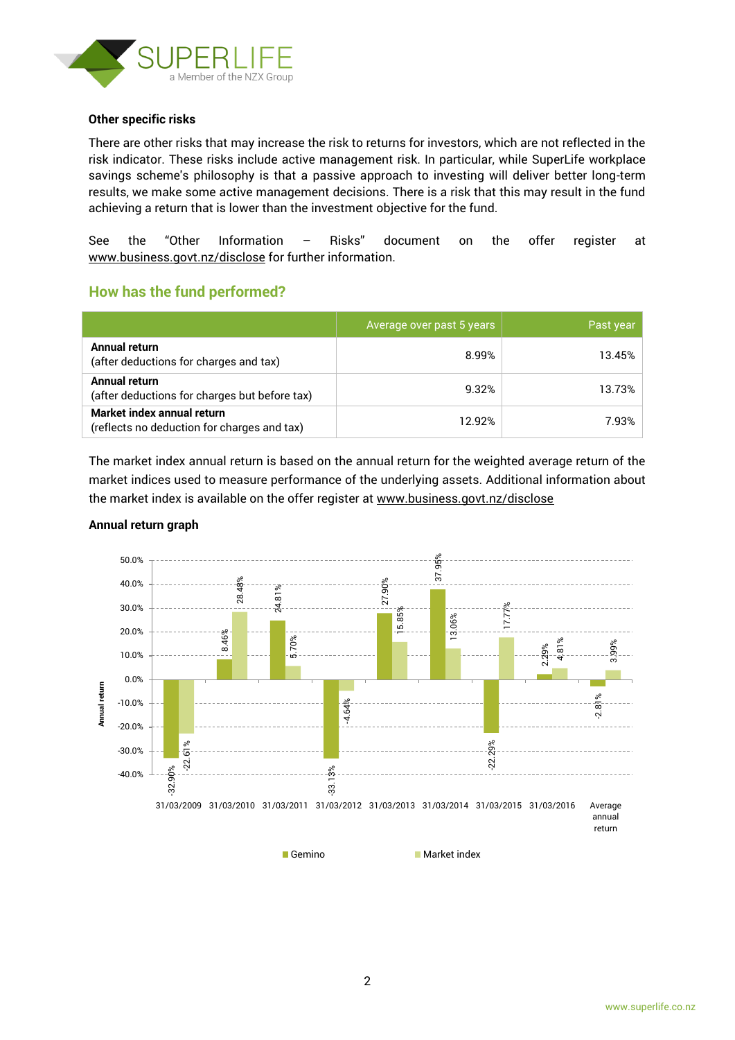### Other specific risks

There are other risks that may increase the risk to returns for investors, which are not reflected in the risk indicator. These risks include active management risk. In particular, while SuperLife workplace savings scheme's philosophy is that a passive approach to investing will deliver better long-term results, we make some active management decisions. There is a risk that this may result in the fund achieving a return that is lower than the investment objective for the fund.

See the "Other Information – Risks" document on the offer register at www.business.govt.nz/disclose for further information.

## How has the fund performed?

| | Average over past 5 years | Past year |
|---|---|---|
| **Annual return** (after deductions for charges and tax) | 8.99% | 13.45% |
| **Annual return** (after deductions for charges but before tax) | 9.32% | 13.73% |
| **Market index annual return** (reflects no deduction for charges and tax) | 12.92% | 7.93% |

The market index annual return is based on the annual return for the weighted average return of the market indices used to measure performance of the underlying assets. Additional information about the market index is available on the offer register at www.business.govt.nz/disclose

### Annual return graph

| | Gemino | Market index |
|---|---|---|
| 31/03/2009 | -32.90% | -22.61% |
| 31/03/2010 | 8.46% | 28.48% |
| 31/03/2011 | 24.81% | 5.70% |
| 31/03/2012 | -33.13% | -4.64% |
| 31/03/2013 | 27.90% | 15.85% |
| 31/03/2014 | 37.95% | 13.06% |
| 31/03/2015 | -22.29% | 17.77% |
| 31/03/2016 | 2.29% | 4.81% |
| Average annual return | -2.81% | 3.99% |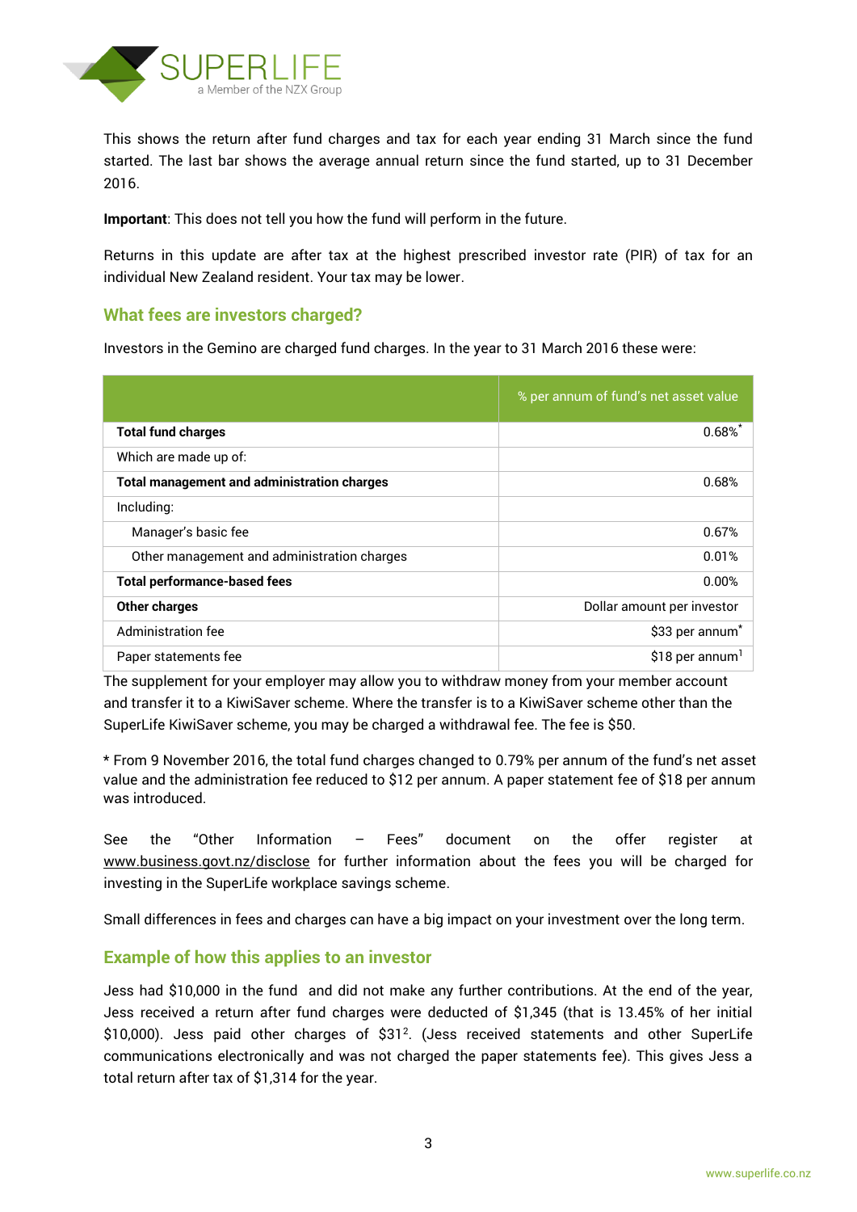This shows the return after fund charges and tax for each year ending 31 March since the fund started. The last bar shows the average annual return since the fund started, up to 31 December 2016.

**Important**: This does not tell you how the fund will perform in the future.

Returns in this update are after tax at the highest prescribed investor rate (PIR) of tax for an individual New Zealand resident. Your tax may be lower.

## What fees are investors charged?

Investors in the Gemino are charged fund charges. In the year to 31 March 2016 these were:

| | % per annum of fund's net asset value |
|---|---|
| **Total fund charges** | 0.68%* |
| Which are made up of: | |
| **Total management and administration charges** | 0.68% |
| Including: | |
| Manager's basic fee | 0.67% |
| Other management and administration charges | 0.01% |
| **Total performance-based fees** | 0.00% |
| **Other charges** | Dollar amount per investor |
| Administration fee | $33 per annum* |
| Paper statements fee | $18 per annum[1] |

The supplement for your employer may allow you to withdraw money from your member account and transfer it to a KiwiSaver scheme. Where the transfer is to a KiwiSaver scheme other than the SuperLife KiwiSaver scheme, you may be charged a withdrawal fee. The fee is $50.

* From 9 November 2016, the total fund charges changed to 0.79% per annum of the fund's net asset value and the administration fee reduced to $12 per annum. A paper statement fee of $18 per annum was introduced.

See the "Other Information – Fees" document on the offer register at www.business.govt.nz/disclose for further information about the fees you will be charged for investing in the SuperLife workplace savings scheme.

Small differences in fees and charges can have a big impact on your investment over the long term.

## Example of how this applies to an investor

Jess had $10,000 in the fund and did not make any further contributions. At the end of the year, Jess received a return after fund charges were deducted of $1,345 (that is 13.45% of her initial $10,000). Jess paid other charges of $31[2]. (Jess received statements and other SuperLife communications electronically and was not charged the paper statements fee). This gives Jess a total return after tax of $1,314 for the year.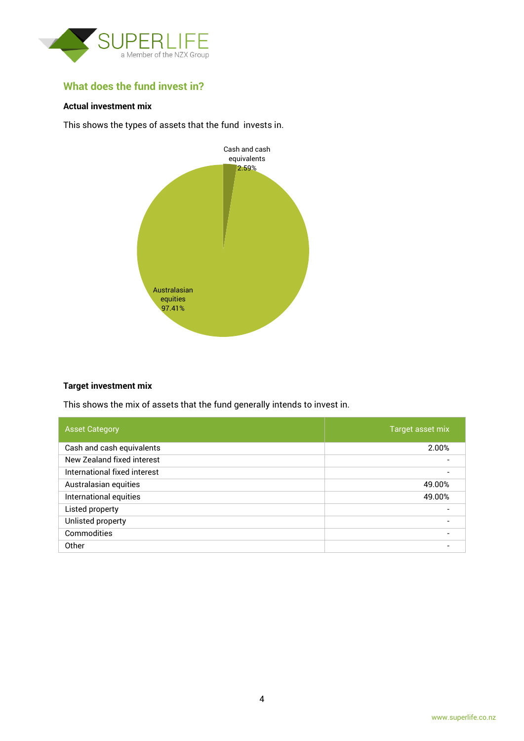## What does the fund invest in?

**Actual investment mix**

This shows the types of assets that the fund invests in.

Cash and cash equivalents 2.59%

Australasian equities 97.41%

**Target investment mix**

This shows the mix of assets that the fund generally intends to invest in.

| Asset Category | Target asset mix |
|---|---|
| Cash and cash equivalents | 2.00% |
| New Zealand fixed interest | - |
| International fixed interest | - |
| Australasian equities | 49.00% |
| International equities | 49.00% |
| Listed property | - |
| Unlisted property | - |
| Commodities | - |
| Other | - |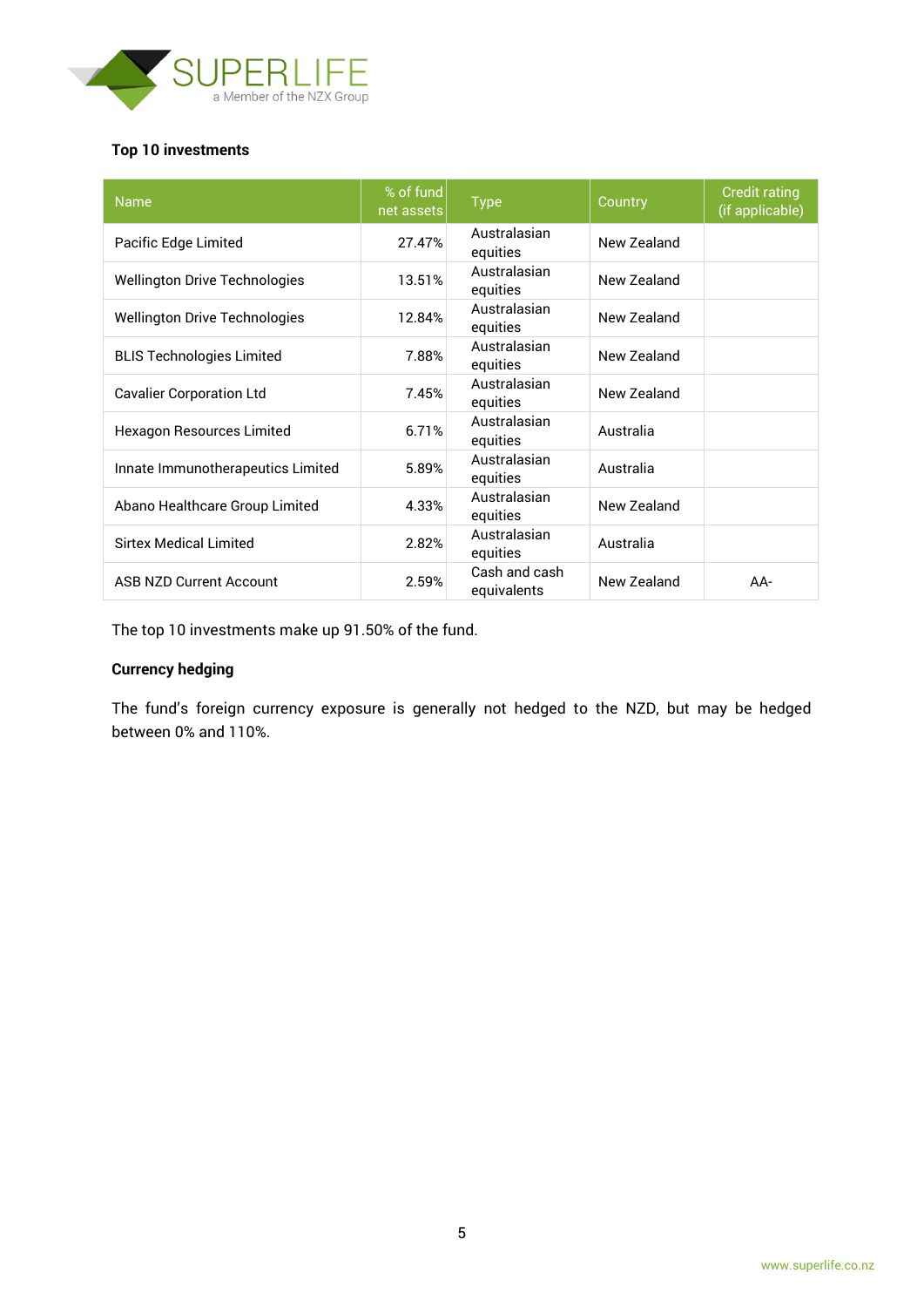**Top 10 investments**

| Name | % of fund net assets | Type | Country | Credit rating (if applicable) |
|---|---|---|---|---|
| Pacific Edge Limited | 27.47% | Australasian equities | New Zealand | |
| Wellington Drive Technologies | 13.51% | Australasian equities | New Zealand | |
| Wellington Drive Technologies | 12.84% | Australasian equities | New Zealand | |
| BLIS Technologies Limited | 7.88% | Australasian equities | New Zealand | |
| Cavalier Corporation Ltd | 7.45% | Australasian equities | New Zealand | |
| Hexagon Resources Limited | 6.71% | Australasian equities | Australia | |
| Innate Immunotherapeutics Limited | 5.89% | Australasian equities | Australia | |
| Abano Healthcare Group Limited | 4.33% | Australasian equities | New Zealand | |
| Sirtex Medical Limited | 2.82% | Australasian equities | Australia | |
| ASB NZD Current Account | 2.59% | Cash and cash equivalents | New Zealand | AA- |

The top 10 investments make up 91.50% of the fund.

**Currency hedging**

The fund's foreign currency exposure is generally not hedged to the NZD, but may be hedged between 0% and 110%.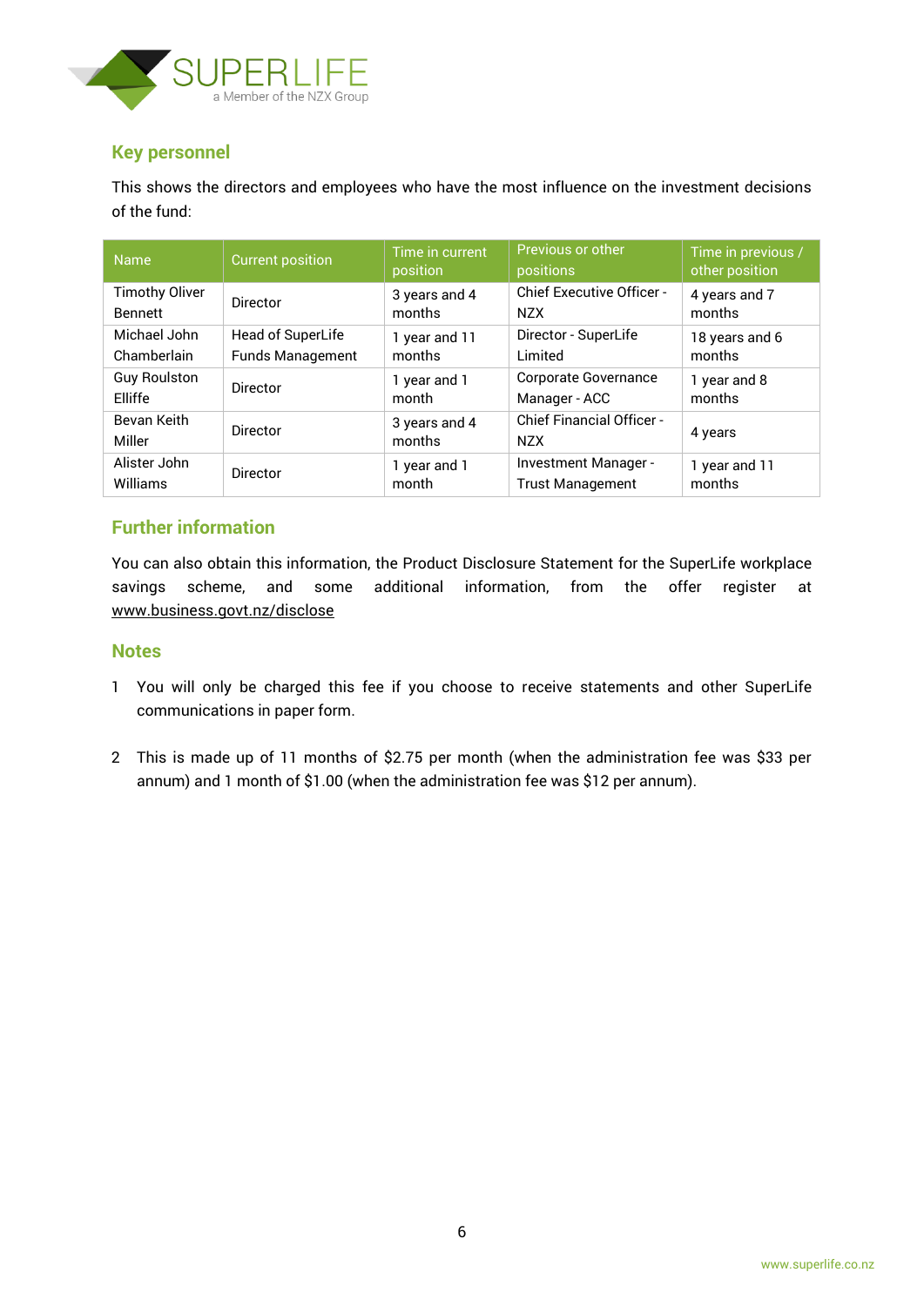## Key personnel

This shows the directors and employees who have the most influence on the investment decisions of the fund:

| Name | Current position | Time in current position | Previous or other positions | Time in previous / other position |
|---|---|---|---|---|
| Timothy Oliver Bennett | Director | 3 years and 4 months | Chief Executive Officer - NZX | 4 years and 7 months |
| Michael John Chamberlain | Head of SuperLife Funds Management | 1 year and 11 months | Director - SuperLife Limited | 18 years and 6 months |
| Guy Roulston Elliffe | Director | 1 year and 1 month | Corporate Governance Manager - ACC | 1 year and 8 months |
| Bevan Keith Miller | Director | 3 years and 4 months | Chief Financial Officer - NZX | 4 years |
| Alister John Williams | Director | 1 year and 1 month | Investment Manager - Trust Management | 1 year and 11 months |

## Further information

You can also obtain this information, the Product Disclosure Statement for the SuperLife workplace savings scheme, and some additional information, from the offer register at www.business.govt.nz/disclose

## Notes

1 You will only be charged this fee if you choose to receive statements and other SuperLife communications in paper form.

2 This is made up of 11 months of $2.75 per month (when the administration fee was $33 per annum) and 1 month of $1.00 (when the administration fee was $12 per annum).